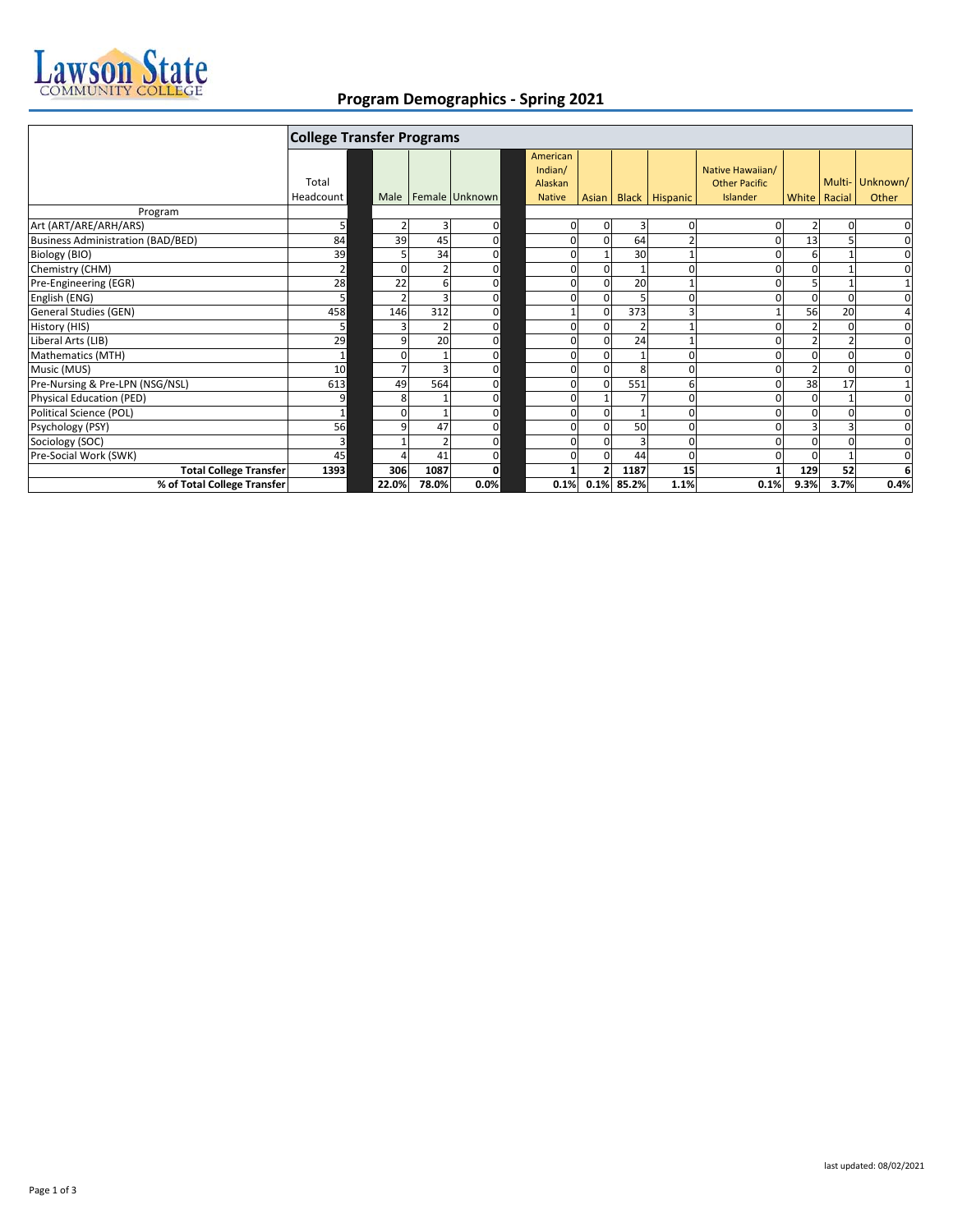# Program Demographics - Spring 2021

| Program | Total Headcount | Male | Female | Unknown | American Indian/ Alaskan Native | Asian | Black | Hispanic | Native Hawaiian/ Other Pacific Islander | White | Multi-Racial | Unknown/ Other |
|---|---|---|---|---|---|---|---|---|---|---|---|---|
| **College Transfer Programs** | | | | | | | | | | | | |
| Art (ART/ARE/ARH/ARS) | 5 | 2 | 3 | 0 | 0 | 0 | 3 | 0 | 0 | 2 | 0 | 0 |
| Business Administration (BAD/BED) | 84 | 39 | 45 | 0 | 0 | 0 | 64 | 2 | 0 | 13 | 5 | 0 |
| Biology (BIO) | 39 | 5 | 34 | 0 | 0 | 1 | 30 | 1 | 0 | 6 | 1 | 0 |
| Chemistry (CHM) | 2 | 0 | 2 | 0 | 0 | 0 | 1 | 0 | 0 | 0 | 1 | 0 |
| Pre-Engineering (EGR) | 28 | 22 | 6 | 0 | 0 | 0 | 20 | 1 | 0 | 5 | 1 | 1 |
| English (ENG) | 5 | 2 | 3 | 0 | 0 | 0 | 5 | 0 | 0 | 0 | 0 | 0 |
| General Studies (GEN) | 458 | 146 | 312 | 0 | 1 | 0 | 373 | 3 | 1 | 56 | 20 | 4 |
| History (HIS) | 5 | 3 | 2 | 0 | 0 | 0 | 2 | 1 | 0 | 2 | 0 | 0 |
| Liberal Arts (LIB) | 29 | 9 | 20 | 0 | 0 | 0 | 24 | 1 | 0 | 2 | 2 | 0 |
| Mathematics (MTH) | 1 | 0 | 1 | 0 | 0 | 0 | 1 | 0 | 0 | 0 | 0 | 0 |
| Music (MUS) | 10 | 7 | 3 | 0 | 0 | 0 | 8 | 0 | 0 | 2 | 0 | 0 |
| Pre-Nursing & Pre-LPN (NSG/NSL) | 613 | 49 | 564 | 0 | 0 | 0 | 551 | 6 | 0 | 38 | 17 | 1 |
| Physical Education (PED) | 9 | 8 | 1 | 0 | 0 | 1 | 7 | 0 | 0 | 0 | 1 | 0 |
| Political Science (POL) | 1 | 0 | 1 | 0 | 0 | 0 | 1 | 0 | 0 | 0 | 0 | 0 |
| Psychology (PSY) | 56 | 9 | 47 | 0 | 0 | 0 | 50 | 0 | 0 | 3 | 3 | 0 |
| Sociology (SOC) | 3 | 1 | 2 | 0 | 0 | 0 | 3 | 0 | 0 | 0 | 0 | 0 |
| Pre-Social Work (SWK) | 45 | 4 | 41 | 0 | 0 | 0 | 44 | 0 | 0 | 0 | 1 | 0 |
| **Total College Transfer** | **1393** | **306** | **1087** | **0** | **1** | **2** | **1187** | **15** | **1** | **129** | **52** | **6** |
| **% of Total College Transfer** | | **22.0%** | **78.0%** | **0.0%** | **0.1%** | **0.1%** | **85.2%** | **1.1%** | **0.1%** | **9.3%** | **3.7%** | **0.4%** |

last updated: 08/02/2021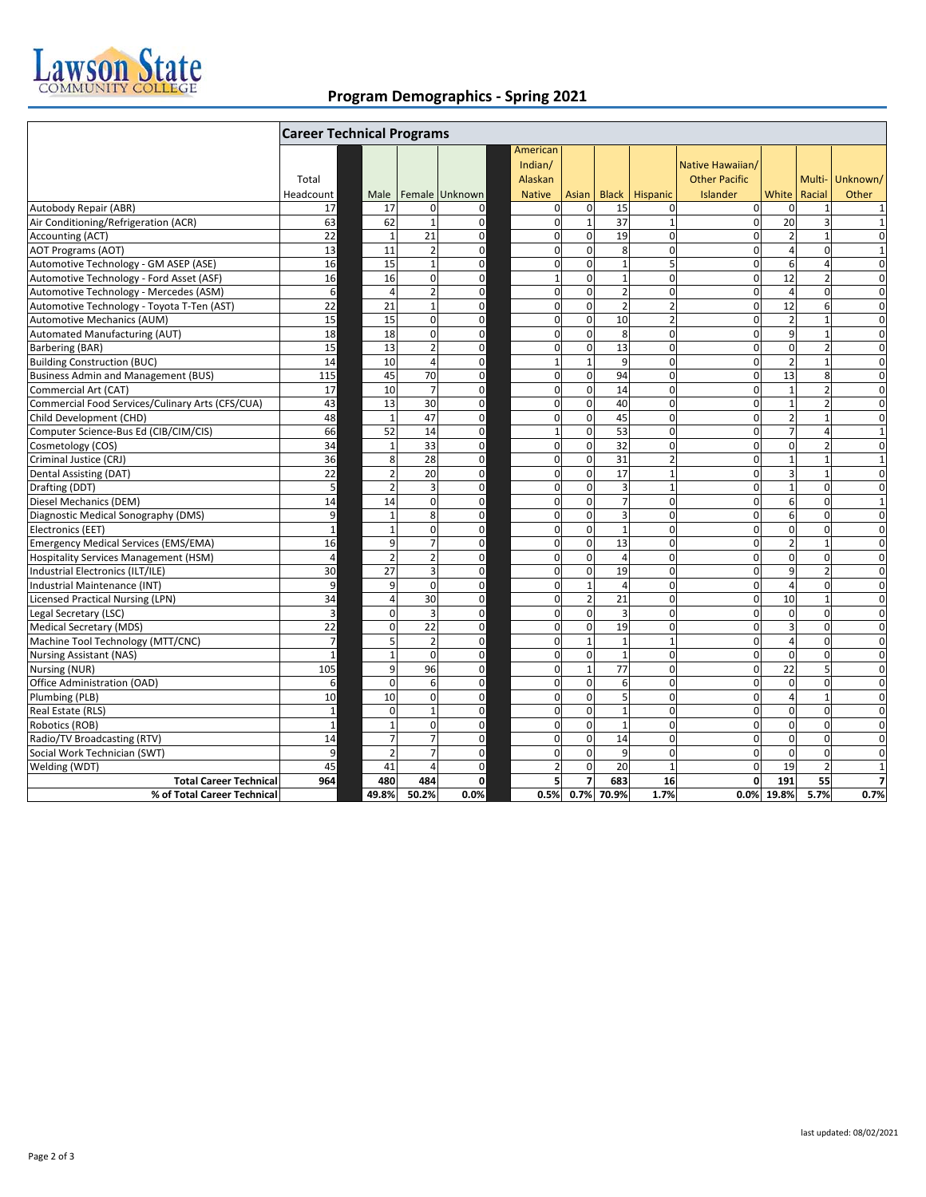# Program Demographics - Spring 2021

| | Career Technical Programs | | | | | | | | | | | |
|---|---|---|---|---|---|---|---|---|---|---|---|---|
| | Total Headcount | Male | Female | Unknown | American Indian/ Alaskan Native | Asian | Black | Hispanic | Native Hawaiian/ Other Pacific Islander | White | Multi-Racial | Unknown/ Other |
| Autobody Repair (ABR) | 17 | 17 | 0 | 0 | 0 | 0 | 15 | 0 | 0 | 0 | 1 | 1 |
| Air Conditioning/Refrigeration (ACR) | 63 | 62 | 1 | 0 | 0 | 1 | 37 | 1 | 0 | 20 | 3 | 1 |
| Accounting (ACT) | 22 | 1 | 21 | 0 | 0 | 0 | 19 | 0 | 0 | 2 | 1 | 0 |
| AOT Programs (AOT) | 13 | 11 | 2 | 0 | 0 | 0 | 8 | 0 | 0 | 4 | 0 | 1 |
| Automotive Technology - GM ASEP (ASE) | 16 | 15 | 1 | 0 | 0 | 0 | 1 | 5 | 0 | 6 | 4 | 0 |
| Automotive Technology - Ford Asset (ASF) | 16 | 16 | 0 | 0 | 1 | 0 | 1 | 0 | 0 | 12 | 2 | 0 |
| Automotive Technology - Mercedes (ASM) | 6 | 4 | 2 | 0 | 0 | 0 | 2 | 0 | 0 | 4 | 0 | 0 |
| Automotive Technology - Toyota T-Ten (AST) | 22 | 21 | 1 | 0 | 0 | 0 | 2 | 2 | 0 | 12 | 6 | 0 |
| Automotive Mechanics (AUM) | 15 | 15 | 0 | 0 | 0 | 0 | 10 | 2 | 0 | 2 | 1 | 0 |
| Automated Manufacturing (AUT) | 18 | 18 | 0 | 0 | 0 | 0 | 8 | 0 | 0 | 9 | 1 | 0 |
| Barbering (BAR) | 15 | 13 | 2 | 0 | 0 | 0 | 13 | 0 | 0 | 0 | 2 | 0 |
| Building Construction (BUC) | 14 | 10 | 4 | 0 | 1 | 1 | 9 | 0 | 0 | 2 | 1 | 0 |
| Business Admin and Management (BUS) | 115 | 45 | 70 | 0 | 0 | 0 | 94 | 0 | 0 | 13 | 8 | 0 |
| Commercial Art (CAT) | 17 | 10 | 7 | 0 | 0 | 0 | 14 | 0 | 0 | 1 | 2 | 0 |
| Commercial Food Services/Culinary Arts (CFS/CUA) | 43 | 13 | 30 | 0 | 0 | 0 | 40 | 0 | 0 | 1 | 2 | 0 |
| Child Development (CHD) | 48 | 1 | 47 | 0 | 0 | 0 | 45 | 0 | 0 | 2 | 1 | 0 |
| Computer Science-Bus Ed (CIB/CIM/CIS) | 66 | 52 | 14 | 0 | 1 | 0 | 53 | 0 | 0 | 7 | 4 | 1 |
| Cosmetology (COS) | 34 | 1 | 33 | 0 | 0 | 0 | 32 | 0 | 0 | 0 | 2 | 0 |
| Criminal Justice (CRJ) | 36 | 8 | 28 | 0 | 0 | 0 | 31 | 2 | 0 | 1 | 1 | 1 |
| Dental Assisting (DAT) | 22 | 2 | 20 | 0 | 0 | 0 | 17 | 1 | 0 | 3 | 1 | 0 |
| Drafting (DDT) | 5 | 2 | 3 | 0 | 0 | 0 | 3 | 1 | 0 | 1 | 0 | 0 |
| Diesel Mechanics (DEM) | 14 | 14 | 0 | 0 | 0 | 0 | 7 | 0 | 0 | 6 | 0 | 1 |
| Diagnostic Medical Sonography (DMS) | 9 | 1 | 8 | 0 | 0 | 0 | 3 | 0 | 0 | 6 | 0 | 0 |
| Electronics (EET) | 1 | 1 | 0 | 0 | 0 | 0 | 1 | 0 | 0 | 0 | 0 | 0 |
| Emergency Medical Services (EMS/EMA) | 16 | 9 | 7 | 0 | 0 | 0 | 13 | 0 | 0 | 2 | 1 | 0 |
| Hospitality Services Management (HSM) | 4 | 2 | 2 | 0 | 0 | 0 | 4 | 0 | 0 | 0 | 0 | 0 |
| Industrial Electronics (ILT/ILE) | 30 | 27 | 3 | 0 | 0 | 0 | 19 | 0 | 0 | 9 | 2 | 0 |
| Industrial Maintenance (INT) | 9 | 9 | 0 | 0 | 0 | 1 | 4 | 0 | 0 | 4 | 0 | 0 |
| Licensed Practical Nursing (LPN) | 34 | 4 | 30 | 0 | 0 | 2 | 21 | 0 | 0 | 10 | 1 | 0 |
| Legal Secretary (LSC) | 3 | 0 | 3 | 0 | 0 | 0 | 3 | 0 | 0 | 0 | 0 | 0 |
| Medical Secretary (MDS) | 22 | 0 | 22 | 0 | 0 | 0 | 19 | 0 | 0 | 3 | 0 | 0 |
| Machine Tool Technology (MTT/CNC) | 7 | 5 | 2 | 0 | 0 | 1 | 1 | 1 | 0 | 4 | 0 | 0 |
| Nursing Assistant (NAS) | 1 | 1 | 0 | 0 | 0 | 0 | 1 | 0 | 0 | 0 | 0 | 0 |
| Nursing (NUR) | 105 | 9 | 96 | 0 | 0 | 1 | 77 | 0 | 0 | 22 | 5 | 0 |
| Office Administration (OAD) | 6 | 0 | 6 | 0 | 0 | 0 | 6 | 0 | 0 | 0 | 0 | 0 |
| Plumbing (PLB) | 10 | 10 | 0 | 0 | 0 | 0 | 5 | 0 | 0 | 4 | 1 | 0 |
| Real Estate (RLS) | 1 | 0 | 1 | 0 | 0 | 0 | 1 | 0 | 0 | 0 | 0 | 0 |
| Robotics (ROB) | 1 | 1 | 0 | 0 | 0 | 0 | 1 | 0 | 0 | 0 | 0 | 0 |
| Radio/TV Broadcasting (RTV) | 14 | 7 | 7 | 0 | 0 | 0 | 14 | 0 | 0 | 0 | 0 | 0 |
| Social Work Technician (SWT) | 9 | 2 | 7 | 0 | 0 | 0 | 9 | 0 | 0 | 0 | 0 | 0 |
| Welding (WDT) | 45 | 41 | 4 | 0 | 2 | 0 | 20 | 1 | 0 | 19 | 2 | 1 |
| **Total Career Technical** | **964** | **480** | **484** | **0** | **5** | **7** | **683** | **16** | **0** | **191** | **55** | **7** |
| **% of Total Career Technical** | | **49.8%** | **50.2%** | **0.0%** | **0.5%** | **0.7%** | **70.9%** | **1.7%** | **0.0%** | **19.8%** | **5.7%** | **0.7%** |

last updated: 08/02/2021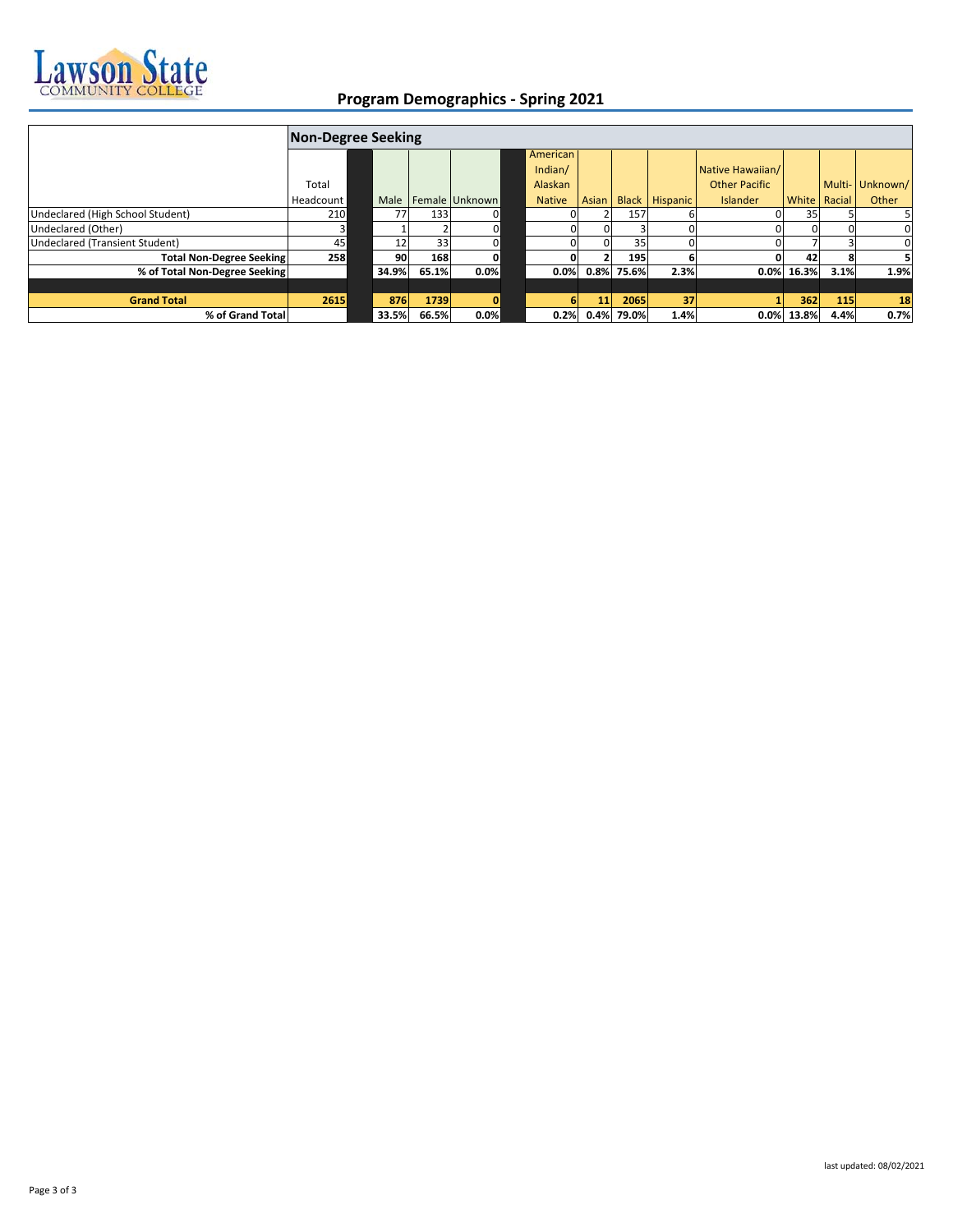# Program Demographics - Spring 2021

| | Non-Degree Seeking | | | | | | | | | | | | |
|---|---|---|---|---|---|---|---|---|---|---|---|---|---|
| | Total Headcount | Male | Female | Unknown | American Indian/ Alaskan Native | Asian | Black | Hispanic | Native Hawaiian/ Other Pacific Islander | White | Multi-Racial | Unknown/ Other |
| Undeclared (High School Student) | 210 | 77 | 133 | 0 | 0 | 2 | 157 | 6 | 0 | 35 | 5 | 5 |
| Undeclared (Other) | 3 | 1 | 2 | 0 | 0 | 0 | 3 | 0 | 0 | 0 | 0 | 0 |
| Undeclared (Transient Student) | 45 | 12 | 33 | 0 | 0 | 0 | 35 | 0 | 0 | 7 | 3 | 0 |
| **Total Non-Degree Seeking** | **258** | **90** | **168** | **0** | **0** | **2** | **195** | **6** | **0** | **42** | **8** | **5** |
| **% of Total Non-Degree Seeking** | | **34.9%** | **65.1%** | **0.0%** | **0.0%** | **0.8%** | **75.6%** | **2.3%** | **0.0%** | **16.3%** | **3.1%** | **1.9%** |
| | | | | | | | | | | | | |
| **Grand Total** | **2615** | **876** | **1739** | **0** | **6** | **11** | **2065** | **37** | **1** | **362** | **115** | **18** |
| **% of Grand Total** | | **33.5%** | **66.5%** | **0.0%** | **0.2%** | **0.4%** | **79.0%** | **1.4%** | **0.0%** | **13.8%** | **4.4%** | **0.7%** |

last updated: 08/02/2021